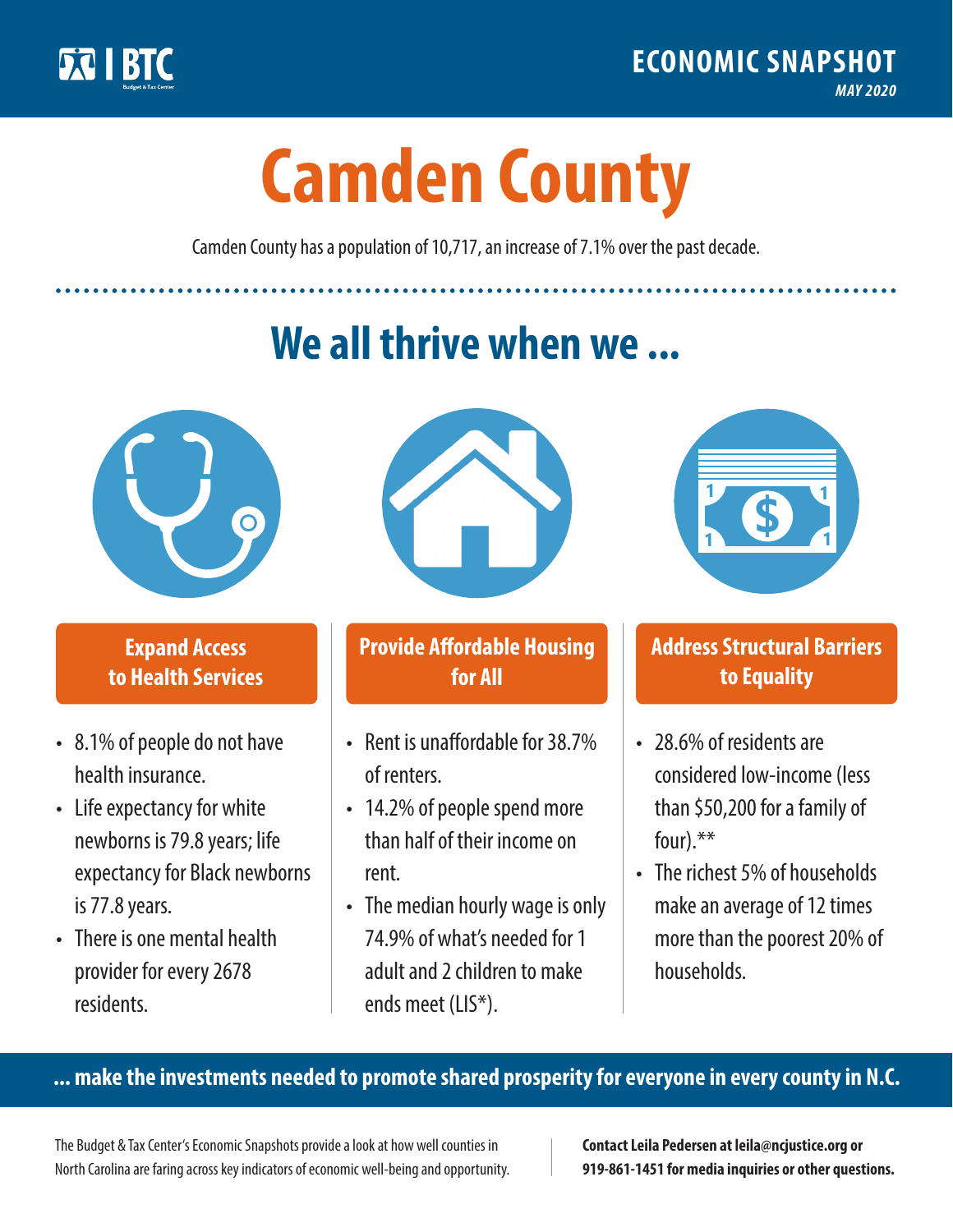BTC Budget & Tax Center

**ECONOMIC SNAPSHOT**

*MAY 2020*

# Camden County

Camden County has a population of 10,717, an increase of 7.1% over the past decade.

## We all thrive when we ...

### Expand Access to Health Services

- 8.1% of people do not have health insurance.
- Life expectancy for white newborns is 79.8 years; life expectancy for Black newborns is 77.8 years.
- There is one mental health provider for every 2678 residents.

### Provide Affordable Housing for All

- Rent is unaffordable for 38.7% of renters.
- 14.2% of people spend more than half of their income on rent.
- The median hourly wage is only 74.9% of what's needed for 1 adult and 2 children to make ends meet (LIS*).

### Address Structural Barriers to Equality

- 28.6% of residents are considered low-income (less than $50,200 for a family of four).**
- The richest 5% of households make an average of 12 times more than the poorest 20% of households.

**... make the investments needed to promote shared prosperity for everyone in every county in N.C.**

The Budget & Tax Center's Economic Snapshots provide a look at how well counties in North Carolina are faring across key indicators of economic well-being and opportunity.

**Contact Leila Pedersen at leila@ncjustice.org or 919-861-1451 for media inquiries or other questions.**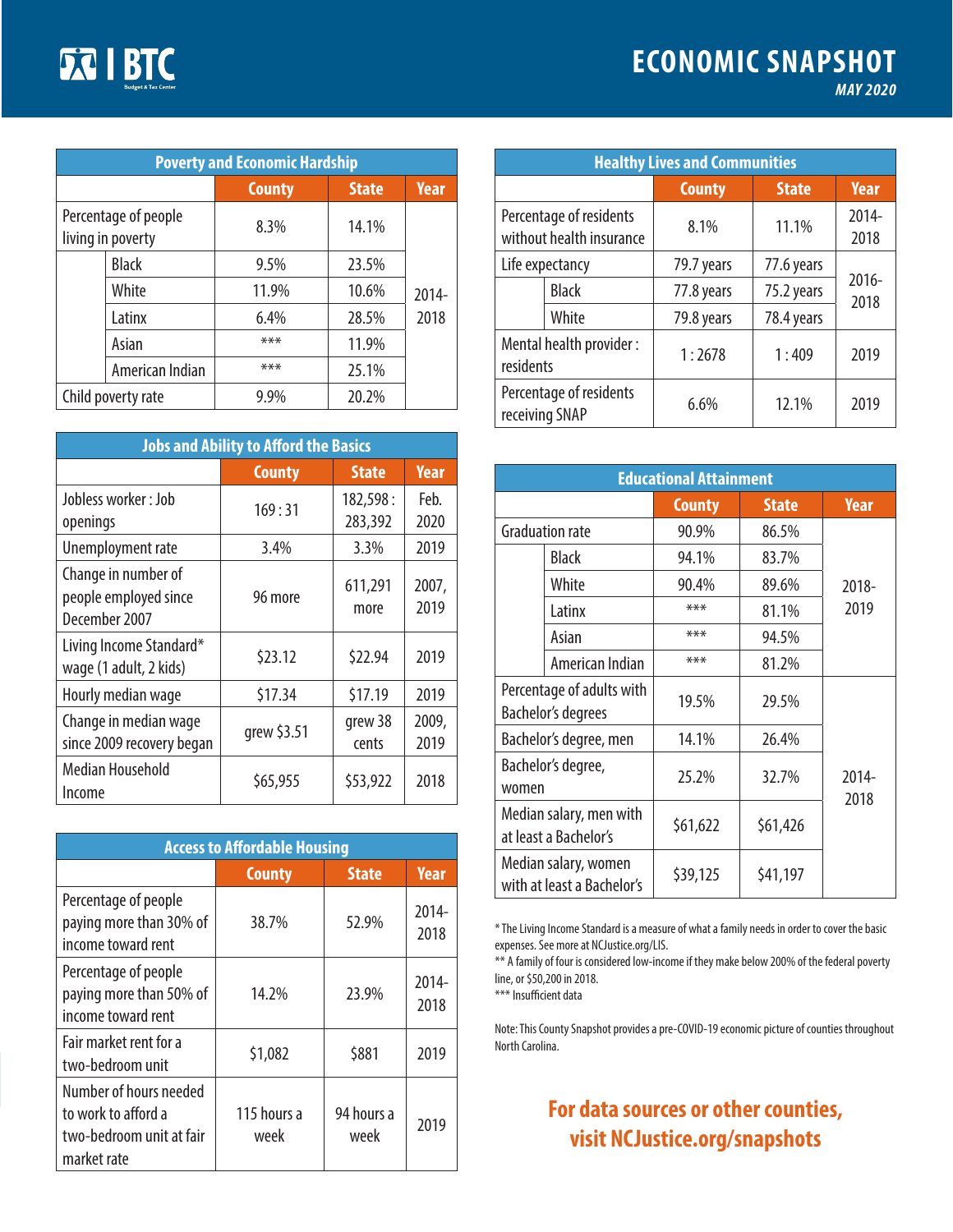# ECONOMIC SNAPSHOT

*MAY 2020*

| Poverty and Economic Hardship | | County | State | Year |
|---|---|---|---|---|
| Percentage of people living in poverty | | 8.3% | 14.1% | 2014-2018 |
| | Black | 9.5% | 23.5% | |
| | White | 11.9% | 10.6% | |
| | Latinx | 6.4% | 28.5% | |
| | Asian | *** | 11.9% | |
| | American Indian | *** | 25.1% | |
| Child poverty rate | | 9.9% | 20.2% | |

| Jobs and Ability to Afford the Basics | County | State | Year |
|---|---|---|---|
| Jobless worker : Job openings | 169 : 31 | 182,598 : 283,392 | Feb. 2020 |
| Unemployment rate | 3.4% | 3.3% | 2019 |
| Change in number of people employed since December 2007 | 96 more | 611,291 more | 2007, 2019 |
| Living Income Standard* wage (1 adult, 2 kids) | $23.12 | $22.94 | 2019 |
| Hourly median wage | $17.34 | $17.19 | 2019 |
| Change in median wage since 2009 recovery began | grew $3.51 | grew 38 cents | 2009, 2019 |
| Median Household Income | $65,955 | $53,922 | 2018 |

| Access to Affordable Housing | County | State | Year |
|---|---|---|---|
| Percentage of people paying more than 30% of income toward rent | 38.7% | 52.9% | 2014-2018 |
| Percentage of people paying more than 50% of income toward rent | 14.2% | 23.9% | 2014-2018 |
| Fair market rent for a two-bedroom unit | $1,082 | $881 | 2019 |
| Number of hours needed to work to afford a two-bedroom unit at fair market rate | 115 hours a week | 94 hours a week | 2019 |

| Healthy Lives and Communities | | County | State | Year |
|---|---|---|---|---|
| Percentage of residents without health insurance | | 8.1% | 11.1% | 2014-2018 |
| Life expectancy | | 79.7 years | 77.6 years | 2016-2018 |
| | Black | 77.8 years | 75.2 years | |
| | White | 79.8 years | 78.4 years | |
| Mental health provider : residents | | 1 : 2678 | 1 : 409 | 2019 |
| Percentage of residents receiving SNAP | | 6.6% | 12.1% | 2019 |

| Educational Attainment | | County | State | Year |
|---|---|---|---|---|
| Graduation rate | | 90.9% | 86.5% | 2018-2019 |
| | Black | 94.1% | 83.7% | |
| | White | 90.4% | 89.6% | |
| | Latinx | *** | 81.1% | |
| | Asian | *** | 94.5% | |
| | American Indian | *** | 81.2% | |
| Percentage of adults with Bachelor's degrees | | 19.5% | 29.5% | 2014-2018 |
| Bachelor's degree, men | | 14.1% | 26.4% | |
| Bachelor's degree, women | | 25.2% | 32.7% | |
| Median salary, men with at least a Bachelor's | | $61,622 | $61,426 | |
| Median salary, women with at least a Bachelor's | | $39,125 | $41,197 | |

\* The Living Income Standard is a measure of what a family needs in order to cover the basic expenses. See more at NCJustice.org/LIS.

** A family of four is considered low-income if they make below 200% of the federal poverty line, or $50,200 in 2018.

*** Insufficient data

Note: This County Snapshot provides a pre-COVID-19 economic picture of counties throughout North Carolina.

**For data sources or other counties, visit NCJustice.org/snapshots**